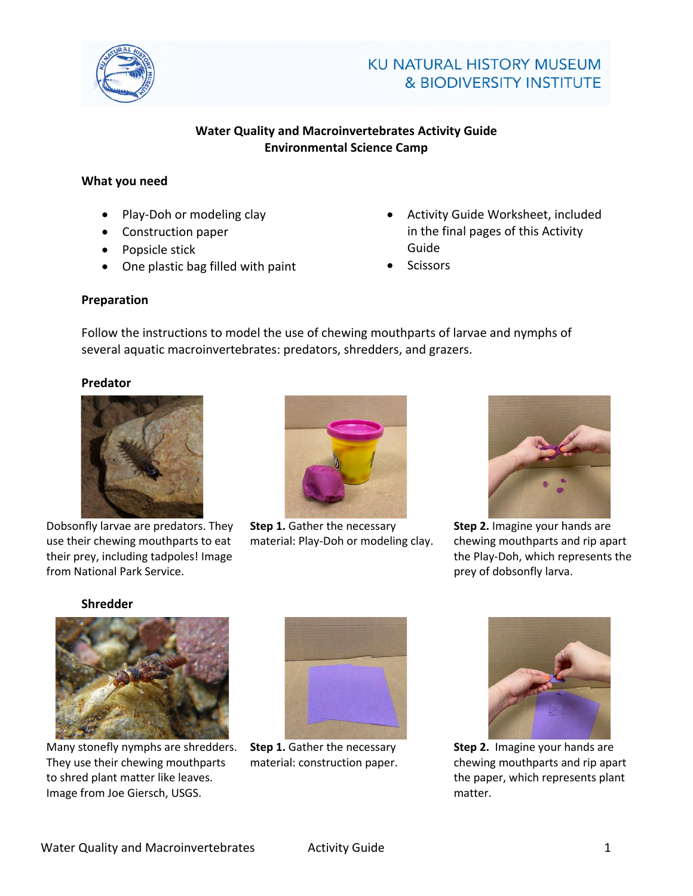KU NATURAL HISTORY MUSEUM
& BIODIVERSITY INSTITUTE

# Water Quality and Macroinvertebrates Activity Guide
## Environmental Science Camp

### What you need

- Play-Doh or modeling clay
- Construction paper
- Popsicle stick
- One plastic bag filled with paint
- Activity Guide Worksheet, included in the final pages of this Activity Guide
- Scissors

### Preparation

Follow the instructions to model the use of chewing mouthparts of larvae and nymphs of several aquatic macroinvertebrates: predators, shredders, and grazers.

### Predator

Dobsonfly larvae are predators. They use their chewing mouthparts to eat their prey, including tadpoles! Image from National Park Service.

**Step 1.** Gather the necessary material: Play-Doh or modeling clay.

**Step 2.** Imagine your hands are chewing mouthparts and rip apart the Play-Doh, which represents the prey of dobsonfly larva.

### Shredder

Many stonefly nymphs are shredders. They use their chewing mouthparts to shred plant matter like leaves. Image from Joe Giersch, USGS.

**Step 1.** Gather the necessary material: construction paper.

**Step 2.** Imagine your hands are chewing mouthparts and rip apart the paper, which represents plant matter.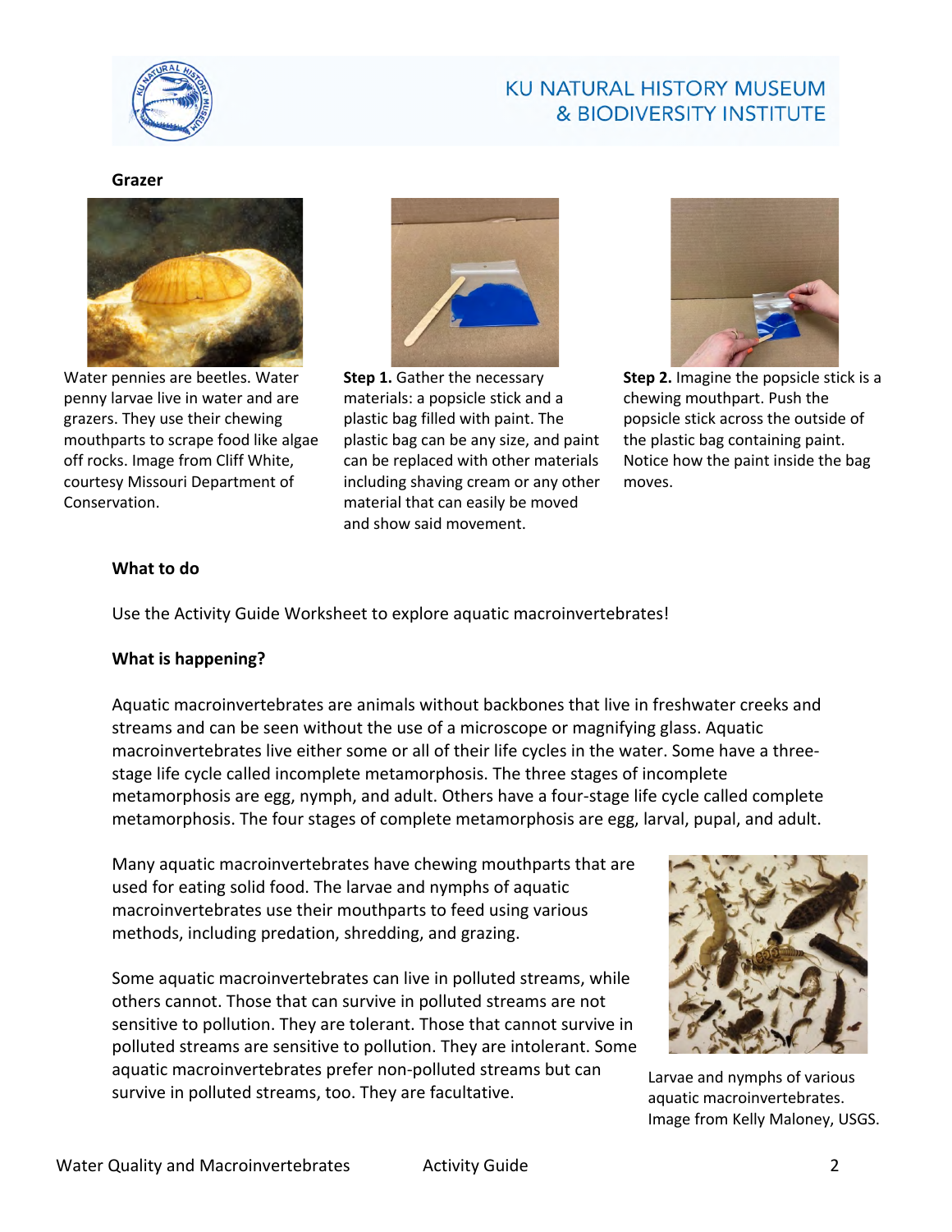**Grazer**

Water pennies are beetles. Water penny larvae live in water and are grazers. They use their chewing mouthparts to scrape food like algae off rocks. Image from Cliff White, courtesy Missouri Department of Conservation.

**Step 1.** Gather the necessary materials: a popsicle stick and a plastic bag filled with paint. The plastic bag can be any size, and paint can be replaced with other materials including shaving cream or any other material that can easily be moved and show said movement.

**Step 2.** Imagine the popsicle stick is a chewing mouthpart. Push the popsicle stick across the outside of the plastic bag containing paint. Notice how the paint inside the bag moves.

**What to do**

Use the Activity Guide Worksheet to explore aquatic macroinvertebrates!

**What is happening?**

Aquatic macroinvertebrates are animals without backbones that live in freshwater creeks and streams and can be seen without the use of a microscope or magnifying glass. Aquatic macroinvertebrates live either some or all of their life cycles in the water. Some have a three-stage life cycle called incomplete metamorphosis. The three stages of incomplete metamorphosis are egg, nymph, and adult. Others have a four-stage life cycle called complete metamorphosis. The four stages of complete metamorphosis are egg, larval, pupal, and adult.

Many aquatic macroinvertebrates have chewing mouthparts that are used for eating solid food. The larvae and nymphs of aquatic macroinvertebrates use their mouthparts to feed using various methods, including predation, shredding, and grazing.

Some aquatic macroinvertebrates can live in polluted streams, while others cannot. Those that can survive in polluted streams are not sensitive to pollution. They are tolerant. Those that cannot survive in polluted streams are sensitive to pollution. They are intolerant. Some aquatic macroinvertebrates prefer non-polluted streams but can survive in polluted streams, too. They are facultative.

Larvae and nymphs of various aquatic macroinvertebrates. Image from Kelly Maloney, USGS.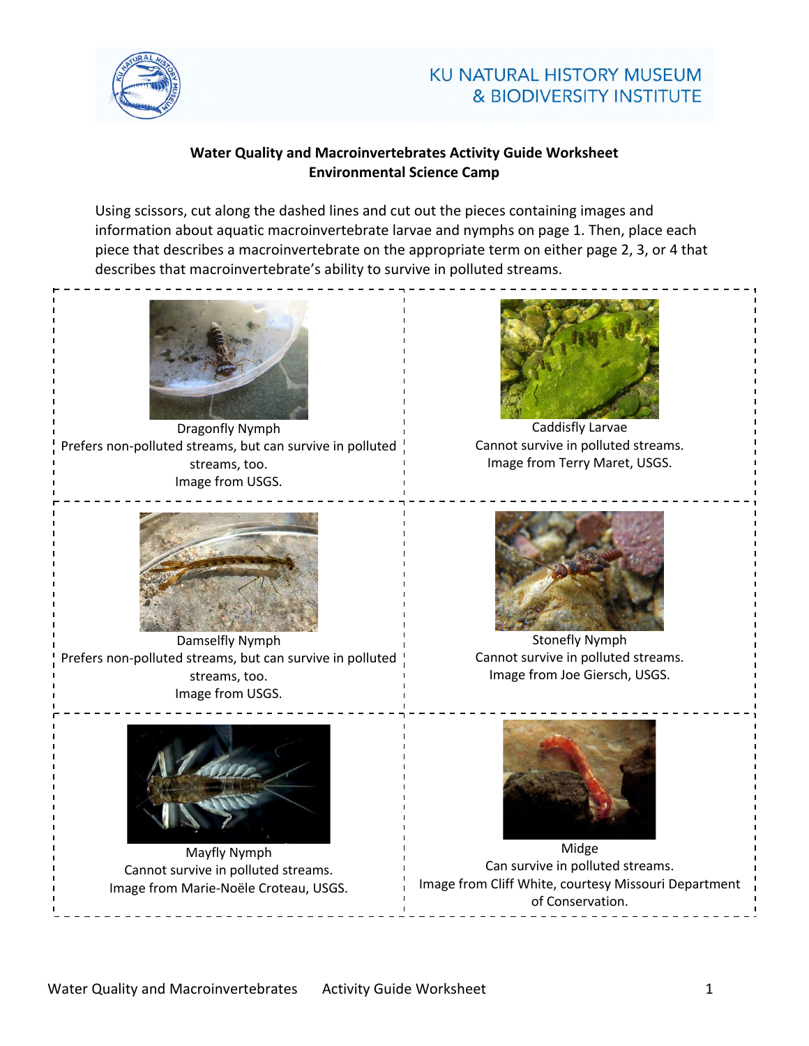**Water Quality and Macroinvertebrates Activity Guide Worksheet**
**Environmental Science Camp**

Using scissors, cut along the dashed lines and cut out the pieces containing images and information about aquatic macroinvertebrate larvae and nymphs on page 1. Then, place each piece that describes a macroinvertebrate on the appropriate term on either page 2, 3, or 4 that describes that macroinvertebrate's ability to survive in polluted streams.

Dragonfly Nymph
Prefers non-polluted streams, but can survive in polluted streams, too.
Image from USGS.

Caddisfly Larvae
Cannot survive in polluted streams.
Image from Terry Maret, USGS.

Damselfly Nymph
Prefers non-polluted streams, but can survive in polluted streams, too.
Image from USGS.

Stonefly Nymph
Cannot survive in polluted streams.
Image from Joe Giersch, USGS.

Mayfly Nymph
Cannot survive in polluted streams.
Image from Marie-Noële Croteau, USGS.

Midge
Can survive in polluted streams.
Image from Cliff White, courtesy Missouri Department of Conservation.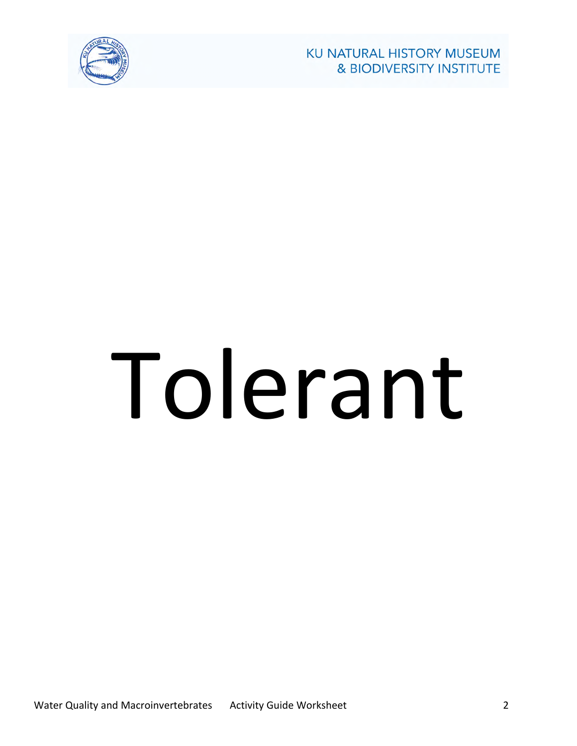# Tolerant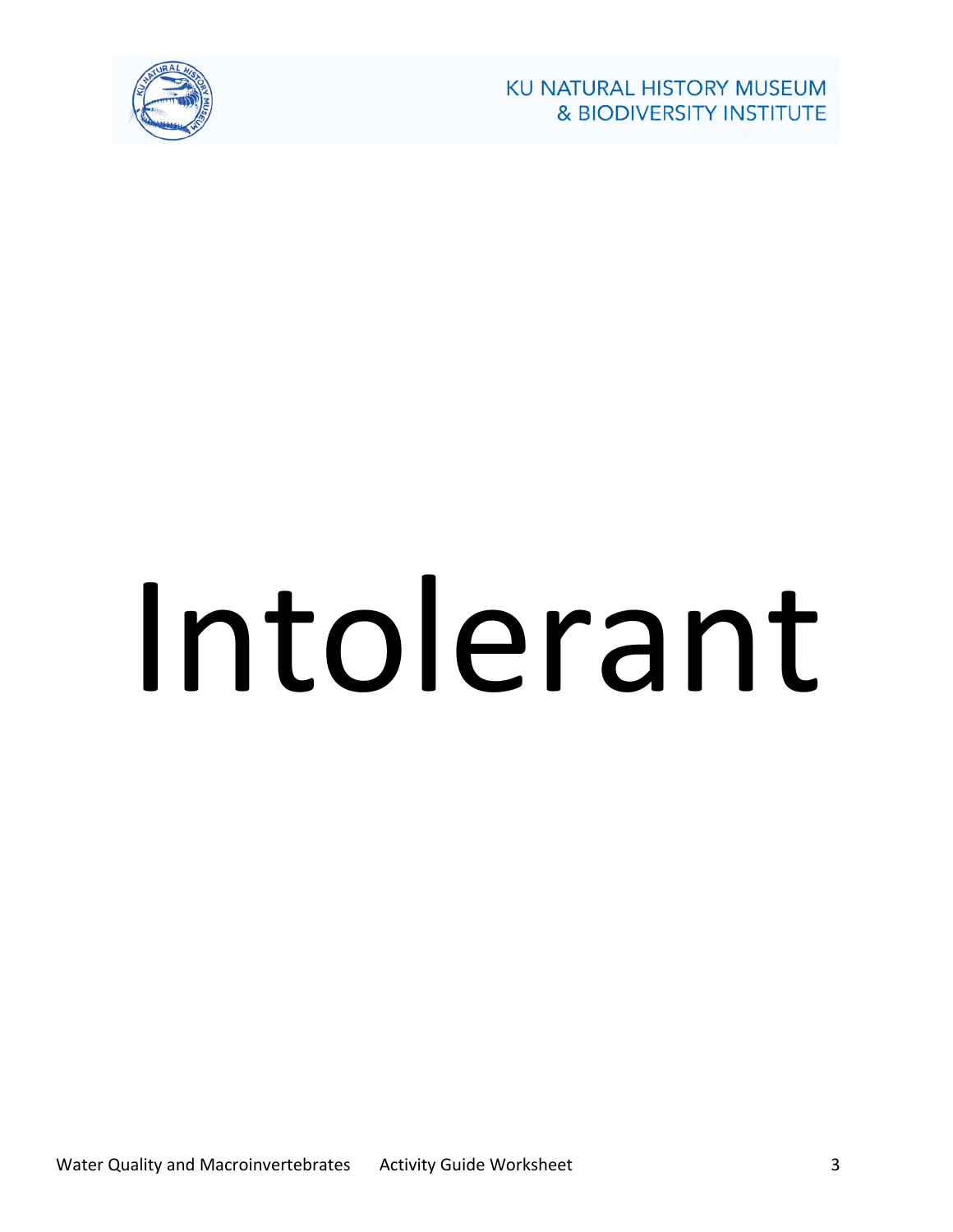# Intolerant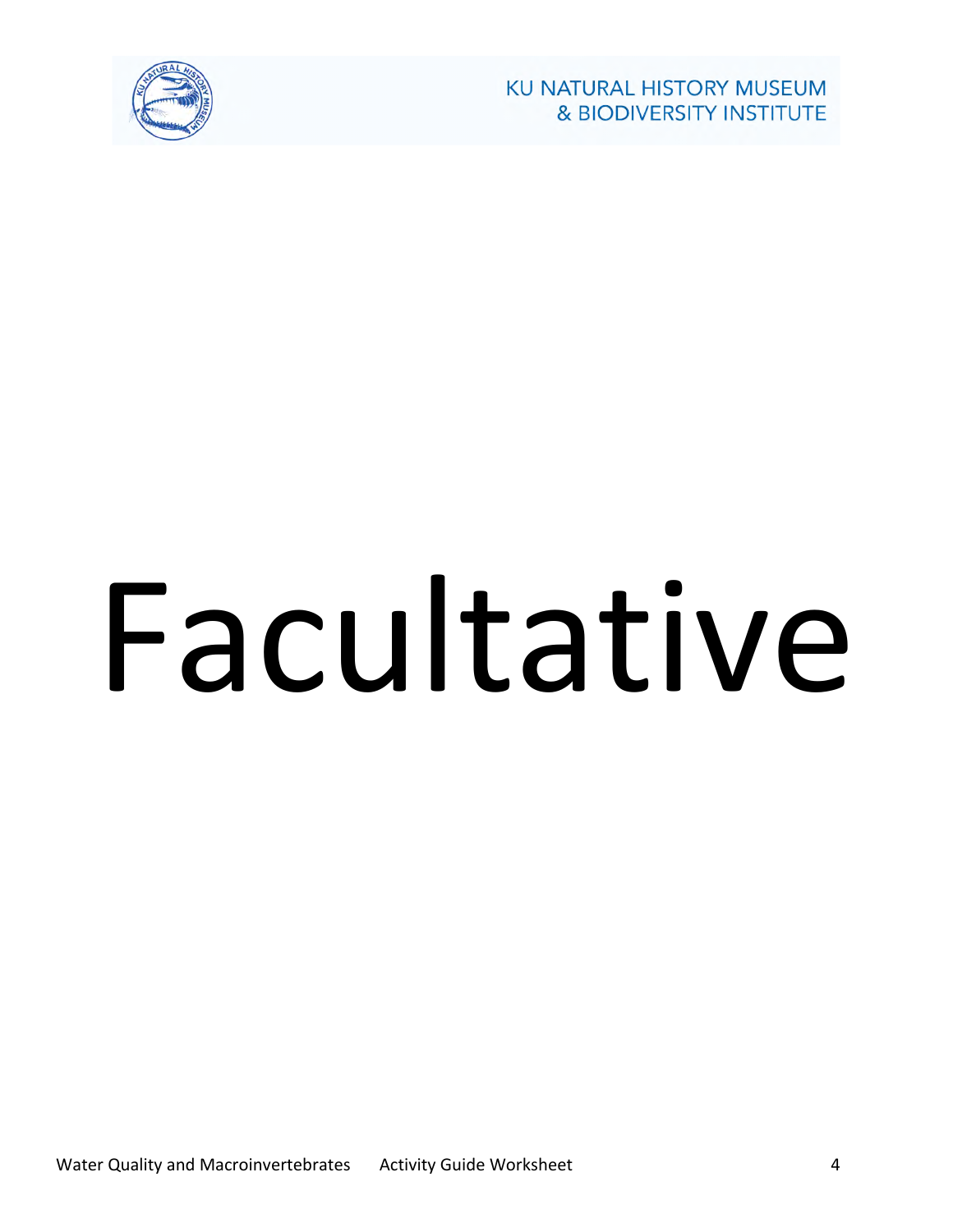# Facultative